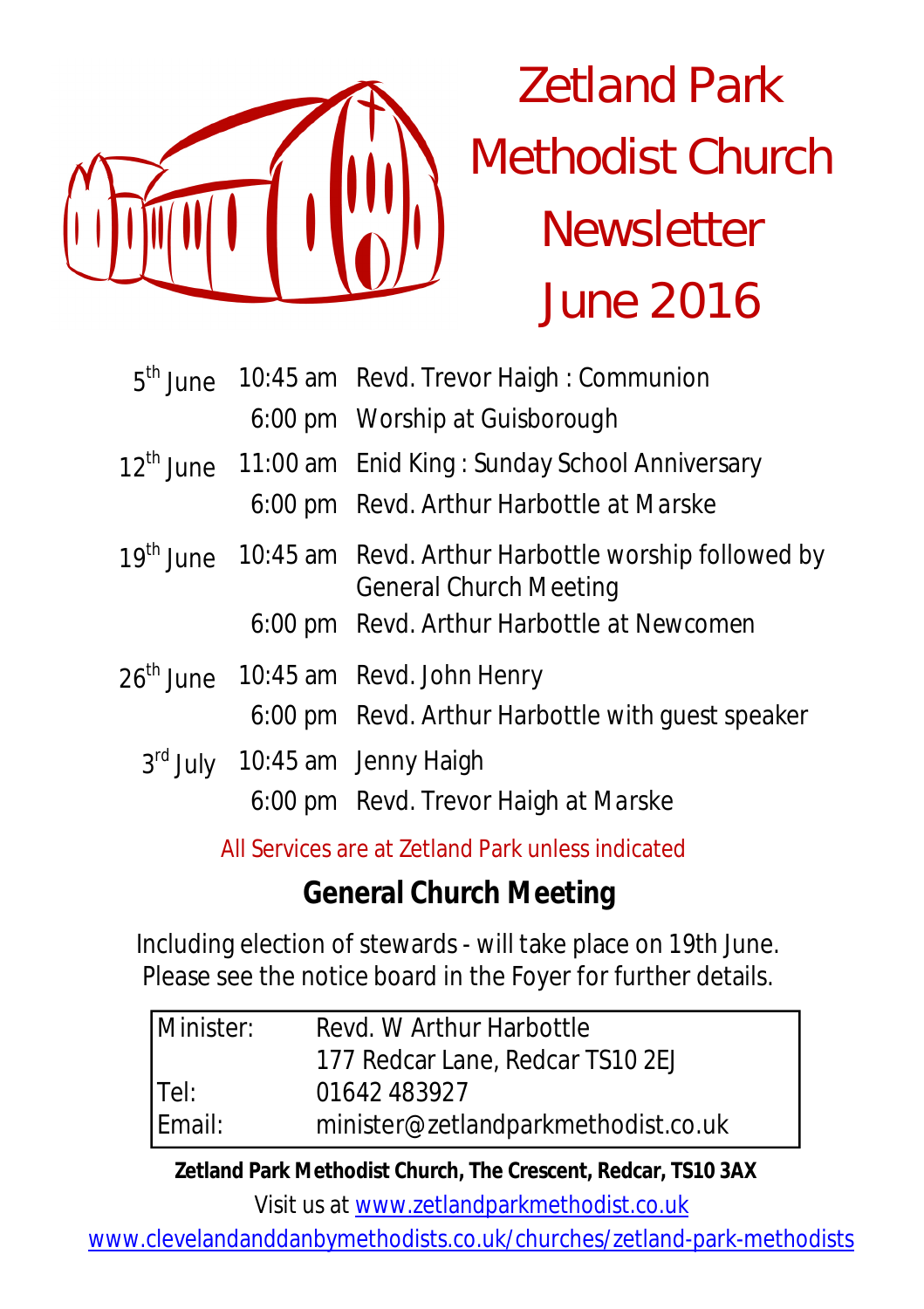# Zetland Park Methodist Church Newsletter June 2016

| | | |
|---|---|---|
| 5th June | 10:45 am | Revd. Trevor Haigh : Communion |
| | 6:00 pm | Worship at Guisborough |
| 12th June | 11:00 am | Enid King : Sunday School Anniversary |
| | 6:00 pm | Revd. Arthur Harbottle at Marske |
| 19th June | 10:45 am | Revd. Arthur Harbottle worship followed by General Church Meeting |
| | 6:00 pm | Revd. Arthur Harbottle at Newcomen |
| 26th June | 10:45 am | Revd. John Henry |
| | 6:00 pm | Revd. Arthur Harbottle with guest speaker |
| 3rd July | 10:45 am | Jenny Haigh |
| | 6:00 pm | Revd. Trevor Haigh at Marske |

All Services are at Zetland Park unless indicated

## General Church Meeting

Including election of stewards - will take place on 19th June. Please see the notice board in the Foyer for further details.

| | |
|---|---|
| Minister: | Revd. W Arthur Harbottle |
| | 177 Redcar Lane, Redcar TS10 2EJ |
| Tel: | 01642 483927 |
| Email: | minister@zetlandparkmethodist.co.uk |

**Zetland Park Methodist Church, The Crescent, Redcar, TS10 3AX**

Visit us at www.zetlandparkmethodist.co.uk

www.clevelandanddanbymethodists.co.uk/churches/zetland-park-methodists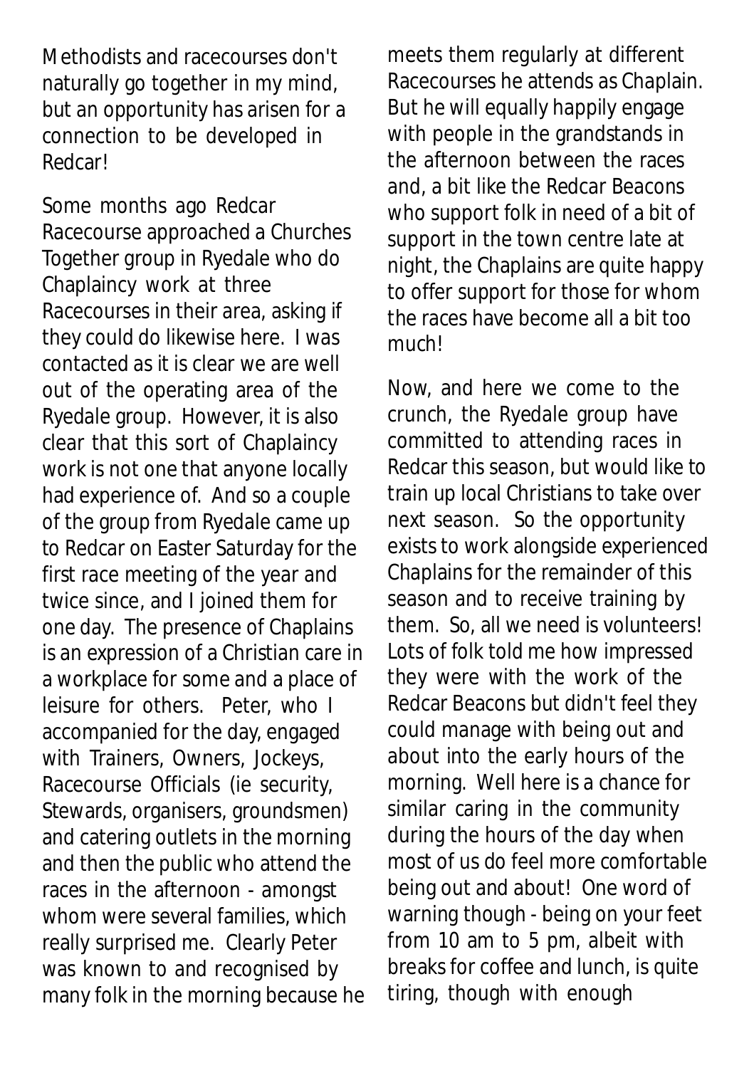Methodists and racecourses don't naturally go together in my mind, but an opportunity has arisen for a connection to be developed in Redcar!

Some months ago Redcar Racecourse approached a Churches Together group in Ryedale who do Chaplaincy work at three Racecourses in their area, asking if they could do likewise here. I was contacted as it is clear we are well out of the operating area of the Ryedale group. However, it is also clear that this sort of Chaplaincy work is not one that anyone locally had experience of. And so a couple of the group from Ryedale came up to Redcar on Easter Saturday for the first race meeting of the year and twice since, and I joined them for one day. The presence of Chaplains is an expression of a Christian care in a workplace for some and a place of leisure for others. Peter, who I accompanied for the day, engaged with Trainers, Owners, Jockeys, Racecourse Officials (ie security, Stewards, organisers, groundsmen) and catering outlets in the morning and then the public who attend the races in the afternoon - amongst whom were several families, which really surprised me. Clearly Peter was known to and recognised by many folk in the morning because he meets them regularly at different Racecourses he attends as Chaplain. But he will equally happily engage with people in the grandstands in the afternoon between the races and, a bit like the Redcar Beacons who support folk in need of a bit of support in the town centre late at night, the Chaplains are quite happy to offer support for those for whom the races have become all a bit too much!

Now, and here we come to the crunch, the Ryedale group have committed to attending races in Redcar this season, but would like to train up local Christians to take over next season. So the opportunity exists to work alongside experienced Chaplains for the remainder of this season and to receive training by them. So, all we need is volunteers! Lots of folk told me how impressed they were with the work of the Redcar Beacons but didn't feel they could manage with being out and about into the early hours of the morning. Well here is a chance for similar caring in the community during the hours of the day when most of us do feel more comfortable being out and about! One word of warning though - being on your feet from 10 am to 5 pm, albeit with breaks for coffee and lunch, is quite tiring, though with enough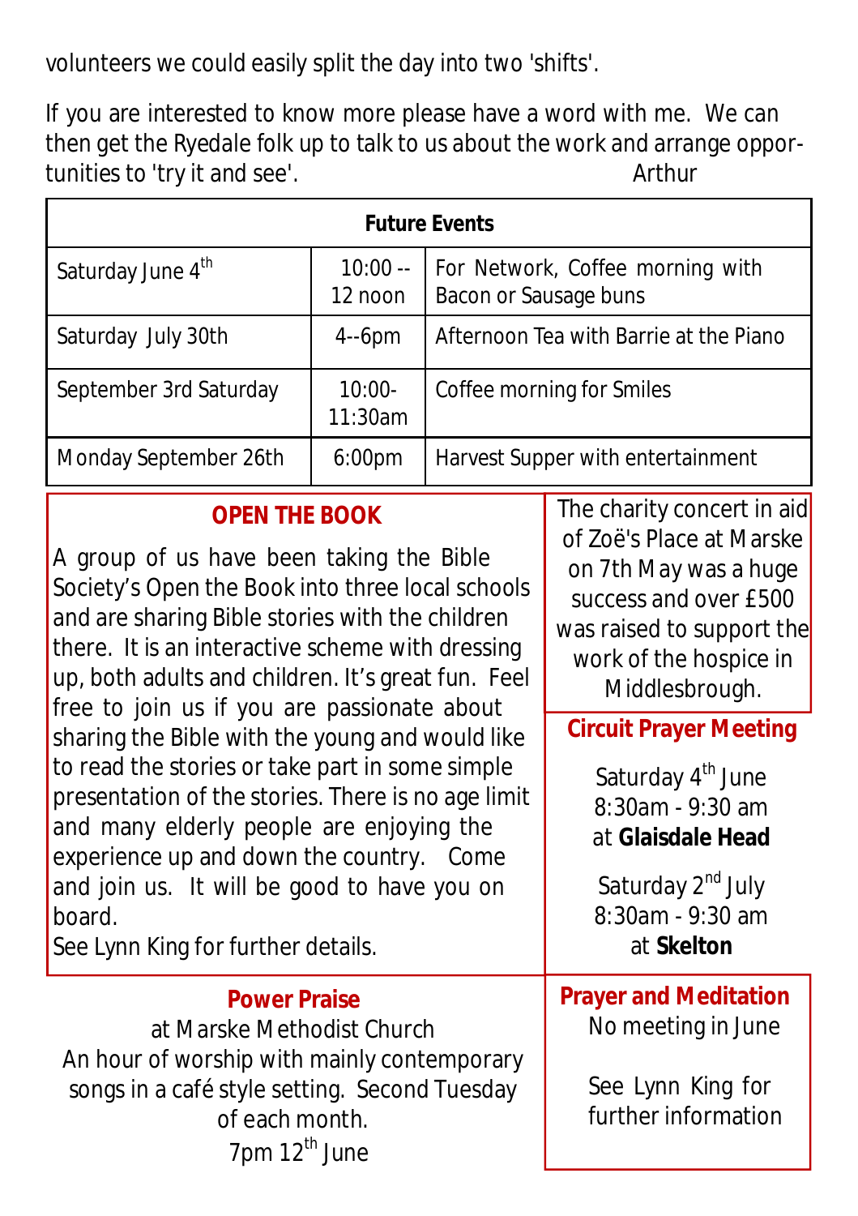volunteers we could easily split the day into two 'shifts'.

If you are interested to know more please have a word with me. We can then get the Ryedale folk up to talk to us about the work and arrange opportunities to 'try it and see'. Arthur

| **Future Events** | | |
|---|---|---|
| Saturday June 4th | 10:00 -- 12 noon | For Network, Coffee morning with Bacon or Sausage buns |
| Saturday July 30th | 4--6pm | Afternoon Tea with Barrie at the Piano |
| September 3rd Saturday | 10:00- 11:30am | Coffee morning for Smiles |
| Monday September 26th | 6:00pm | Harvest Supper with entertainment |

## OPEN THE BOOK

A group of us have been taking the Bible Society's Open the Book into three local schools and are sharing Bible stories with the children there. It is an interactive scheme with dressing up, both adults and children. It's great fun. Feel free to join us if you are passionate about sharing the Bible with the young and would like to read the stories or take part in some simple presentation of the stories. There is no age limit and many elderly people are enjoying the experience up and down the country. Come and join us. It will be good to have you on board.
See Lynn King for further details.

The charity concert in aid of Zoë's Place at Marske on 7th May was a huge success and over £500 was raised to support the work of the hospice in Middlesbrough.

## Circuit Prayer Meeting

Saturday 4th June
8:30am - 9:30 am
at **Glaisdale Head**

Saturday 2nd July
8:30am - 9:30 am
at **Skelton**

## Power Praise

at Marske Methodist Church
An hour of worship with mainly contemporary songs in a café style setting. Second Tuesday of each month.
7pm 12th June

## Prayer and Meditation

No meeting in June

See Lynn King for further information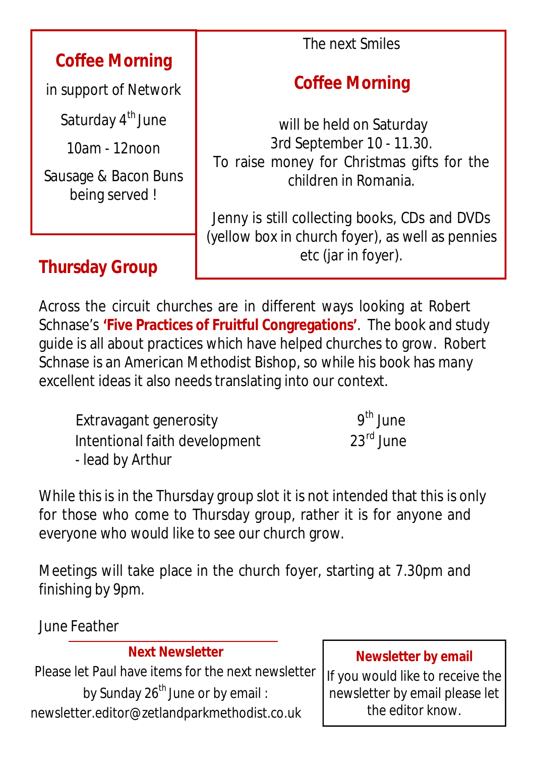## Coffee Morning

in support of Network

Saturday 4th June

10am - 12noon

Sausage & Bacon Buns being served !

The next Smiles

## Coffee Morning

will be held on Saturday 3rd September 10 - 11.30. To raise money for Christmas gifts for the children in Romania.

Jenny is still collecting books, CDs and DVDs (yellow box in church foyer), as well as pennies etc (jar in foyer).

## Thursday Group

Across the circuit churches are in different ways looking at Robert Schnase's **'Five Practices of Fruitful Congregations'**. The book and study guide is all about practices which have helped churches to grow. Robert Schnase is an American Methodist Bishop, so while his book has many excellent ideas it also needs translating into our context.

| | |
|---|---|
| Extravagant generosity | 9th June |
| Intentional faith development - lead by Arthur | 23rd June |

While this is in the Thursday group slot it is not intended that this is only for those who come to Thursday group, rather it is for anyone and everyone who would like to see our church grow.

Meetings will take place in the church foyer, starting at 7.30pm and finishing by 9pm.

June Feather

**Next Newsletter**

Please let Paul have items for the next newsletter by Sunday 26th June or by email : newsletter.editor@zetlandparkmethodist.co.uk

**Newsletter by email**

If you would like to receive the newsletter by email please let the editor know.